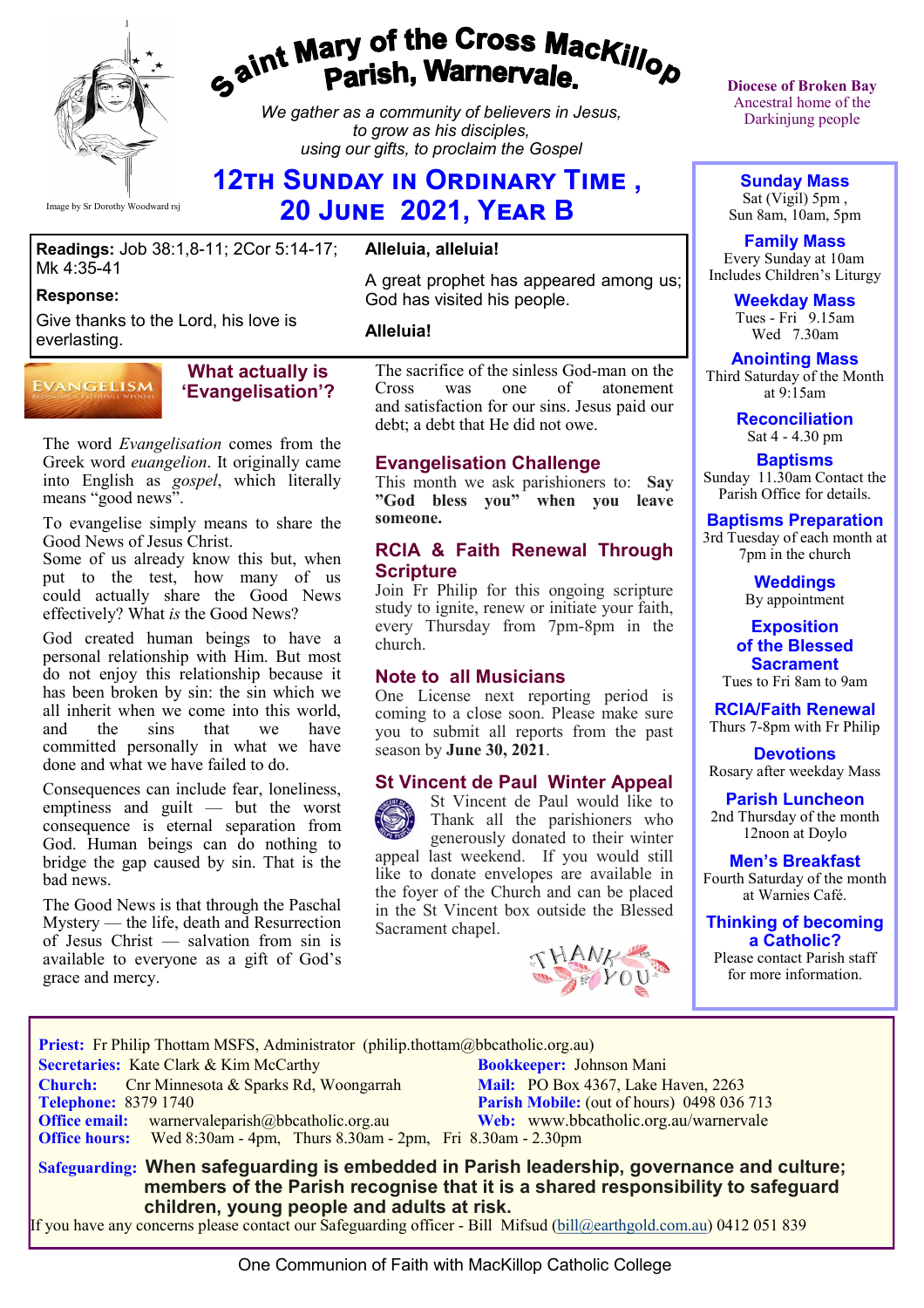# Saint Mary of the Cross MacKillop Parish, Warnervale.

*We gather as a community of believers in Jesus, to grow as his disciples, using our gifts, to proclaim the Gospel*

Image by Sr Dorothy Woodward rsj

## 12th Sunday in Ordinary Time, 20 June 2021, Year B

**Diocese of Broken Bay**
Ancestral home of the Darkinjung people

**Readings:** Job 38:1,8-11; 2Cor 5:14-17; Mk 4:35-41

**Response:**

Give thanks to the Lord, his love is everlasting.

**Alleluia, alleluia!**

A great prophet has appeared among us; God has visited his people.

**Alleluia!**

### What actually is 'Evangelisation'?

The word *Evangelisation* comes from the Greek word *euangelion*. It originally came into English as *gospel*, which literally means "good news".

To evangelise simply means to share the Good News of Jesus Christ.
Some of us already know this but, when put to the test, how many of us could actually share the Good News effectively? What *is* the Good News?

God created human beings to have a personal relationship with Him. But most do not enjoy this relationship because it has been broken by sin: the sin which we all inherit when we come into this world, and the sins that we have committed personally in what we have done and what we have failed to do.

Consequences can include fear, loneliness, emptiness and guilt — but the worst consequence is eternal separation from God. Human beings can do nothing to bridge the gap caused by sin. That is the bad news.

The Good News is that through the Paschal Mystery — the life, death and Resurrection of Jesus Christ — salvation from sin is available to everyone as a gift of God's grace and mercy.

The sacrifice of the sinless God-man on the Cross was one of atonement and satisfaction for our sins. Jesus paid our debt; a debt that He did not owe.

### Evangelisation Challenge

This month we ask parishioners to: **Say "God bless you" when you leave someone.**

### RCIA & Faith Renewal Through Scripture

Join Fr Philip for this ongoing scripture study to ignite, renew or initiate your faith, every Thursday from 7pm-8pm in the church.

### Note to all Musicians

One License next reporting period is coming to a close soon. Please make sure you to submit all reports from the past season by **June 30, 2021**.

### St Vincent de Paul Winter Appeal

St Vincent de Paul would like to Thank all the parishioners who generously donated to their winter appeal last weekend. If you would still like to donate envelopes are available in the foyer of the Church and can be placed in the St Vincent box outside the Blessed Sacrament chapel.

THANK YOU

**Sunday Mass**
Sat (Vigil) 5pm,
Sun 8am, 10am, 5pm

**Family Mass**
Every Sunday at 10am
Includes Children's Liturgy

**Weekday Mass**
Tues - Fri 9.15am
Wed 7.30am

**Anointing Mass**
Third Saturday of the Month at 9:15am

**Reconciliation**
Sat 4 - 4.30 pm

**Baptisms**
Sunday 11.30am Contact the Parish Office for details.

**Baptisms Preparation**
3rd Tuesday of each month at 7pm in the church

**Weddings**
By appointment

**Exposition of the Blessed Sacrament**
Tues to Fri 8am to 9am

**RCIA/Faith Renewal**
Thurs 7-8pm with Fr Philip

**Devotions**
Rosary after weekday Mass

**Parish Luncheon**
2nd Thursday of the month 12noon at Doylo

**Men's Breakfast**
Fourth Saturday of the month at Warnies Café.

**Thinking of becoming a Catholic?**
Please contact Parish staff for more information.

**Priest:** Fr Philip Thottam MSFS, Administrator (philip.thottam@bbcatholic.org.au)
**Secretaries:** Kate Clark & Kim McCarthy
**Bookkeeper:** Johnson Mani
**Church:** Cnr Minnesota & Sparks Rd, Woongarrah
**Mail:** PO Box 4367, Lake Haven, 2263
**Telephone:** 8379 1740
**Parish Mobile:** (out of hours) 0498 036 713
**Office email:** warnervaleparish@bbcatholic.org.au
**Web:** www.bbcatholic.org.au/warnervale
**Office hours:** Wed 8:30am - 4pm, Thurs 8.30am - 2pm, Fri 8.30am - 2.30pm

**Safeguarding:** **When safeguarding is embedded in Parish leadership, governance and culture; members of the Parish recognise that it is a shared responsibility to safeguard children, young people and adults at risk.**
If you have any concerns please contact our Safeguarding officer - Bill Mifsud (bill@earthgold.com.au) 0412 051 839

One Communion of Faith with MacKillop Catholic College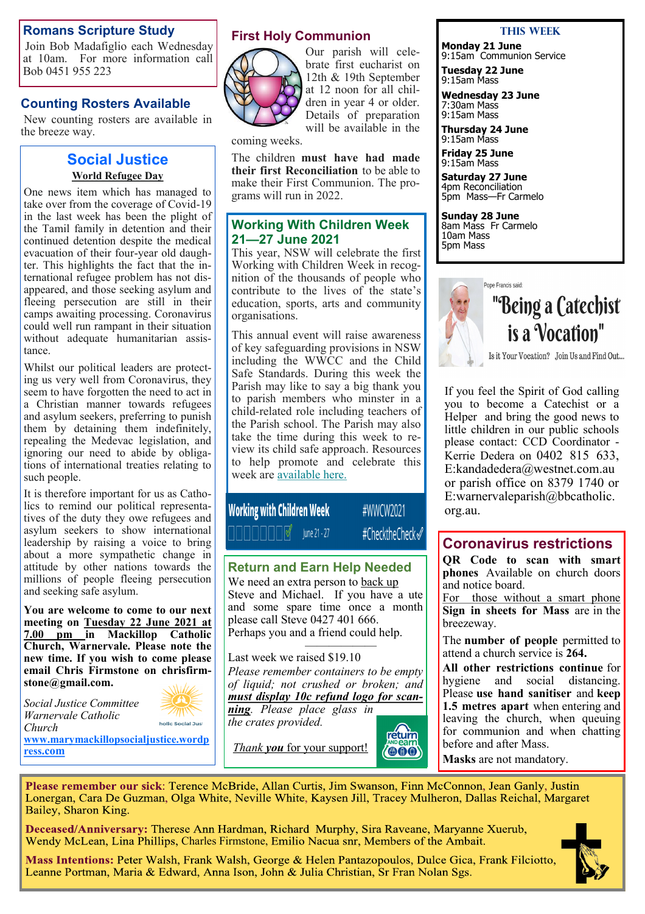## Romans Scripture Study

Join Bob Madafiglio each Wednesday at 10am. For more information call Bob 0451 955 223

## Counting Rosters Available

New counting rosters are available in the breeze way.

## Social Justice

**World Refugee Day**

One news item which has managed to take over from the coverage of Covid-19 in the last week has been the plight of the Tamil family in detention and their continued detention despite the medical evacuation of their four-year old daughter. This highlights the fact that the international refugee problem has not disappeared, and those seeking asylum and fleeing persecution are still in their camps awaiting processing. Coronavirus could well run rampant in their situation without adequate humanitarian assistance.

Whilst our political leaders are protecting us very well from Coronavirus, they seem to have forgotten the need to act in a Christian manner towards refugees and asylum seekers, preferring to punish them by detaining them indefinitely, repealing the Medevac legislation, and ignoring our need to abide by obligations of international treaties relating to such people.

It is therefore important for us as Catholics to remind our political representatives of the duty they owe refugees and asylum seekers to show international leadership by raising a voice to bring about a more sympathetic change in attitude by other nations towards the millions of people fleeing persecution and seeking safe asylum.

**You are welcome to come to our next meeting on Tuesday 22 June 2021 at 7.00 pm in Mackillop Catholic Church, Warnervale. Please note the new time. If you wish to come please email Chris Firmstone on chrisfirmstone@gmail.com.**

*Social Justice Committee*
*Warnervale Catholic Church*
www.marymackillopsocialjustice.wordpress.com

## First Holy Communion

Our parish will celebrate first eucharist on 12th & 19th September at 12 noon for all children in year 4 or older. Details of preparation will be available in the coming weeks.

The children **must have had made their first Reconciliation** to be able to make their First Communion. The programs will run in 2022.

## Working With Children Week 21—27 June 2021

This year, NSW will celebrate the first Working with Children Week in recognition of the thousands of people who contribute to the lives of the state's education, sports, arts and community organisations.

This annual event will raise awareness of key safeguarding provisions in NSW including the WWCC and the Child Safe Standards. During this week the Parish may like to say a big thank you to parish members who minister in a child-related role including teachers of the Parish school. The Parish may also take the time during this week to review its child safe approach. Resources to help promote and celebrate this week are available here.

Working with Children Week June 21 - 27 #WWCW2021 #ChecktheCheck

## Return and Earn Help Needed

We need an extra person to back up Steve and Michael. If you have a ute and some spare time once a month please call Steve 0427 401 666. Perhaps you and a friend could help.

Last week we raised $19.10

*Please remember containers to be empty of liquid; not crushed or broken; and* ***must display 10c refund logo for scanning****. Please place glass in the crates provided.*

*Thank **you*** for your support!

## THIS WEEK

**Monday 21 June**
9:15am Communion Service

**Tuesday 22 June**
9:15am Mass

**Wednesday 23 June**
7:30am Mass
9:15am Mass

**Thursday 24 June**
9:15am Mass

**Friday 25 June**
9:15am Mass

**Saturday 27 June**
4pm Reconciliation
5pm Mass—Fr Carmelo

**Sunday 28 June**
8am Mass Fr Carmelo
10am Mass
5pm Mass

Pope Francis said: "Being a Catechist is a Vocation" Is it Your Vocation? Join Us and Find Out...

If you feel the Spirit of God calling you to become a Catechist or a Helper and bring the good news to little children in our public schools please contact: CCD Coordinator - Kerrie Dedera on 0402 815 633, E:kandadedera@westnet.com.au or parish office on 8379 1740 or E:warnervaleparish@bbcatholic.org.au.

## Coronavirus restrictions

**QR Code to scan with smart phones** Available on church doors and notice board.

For those without a smart phone **Sign in sheets for Mass** are in the breezeway.

The **number of people** permitted to attend a church service is **264.**

**All other restrictions continue** for hygiene and social distancing. Please **use hand sanitiser** and **keep 1.5 metres apart** when entering and leaving the church, when queuing for communion and when chatting before and after Mass.

**Masks** are not mandatory.

**Please remember our sick**: Terence McBride, Allan Curtis, Jim Swanson, Finn McConnon, Jean Ganly, Justin Lonergan, Cara De Guzman, Olga White, Neville White, Kaysen Jill, Tracey Mulheron, Dallas Reichal, Margaret Bailey, Sharon King.

**Deceased/Anniversary:** Therese Ann Hardman, Richard Murphy, Sira Raveane, Maryanne Xuerub, Wendy McLean, Lina Phillips, Charles Firmstone, Emilio Nacua snr, Members of the Ambait.

**Mass Intentions:** Peter Walsh, Frank Walsh, George & Helen Pantazopoulos, Dulce Gica, Frank Filciotto, Leanne Portman, Maria & Edward, Anna Ison, John & Julia Christian, Sr Fran Nolan Sgs.